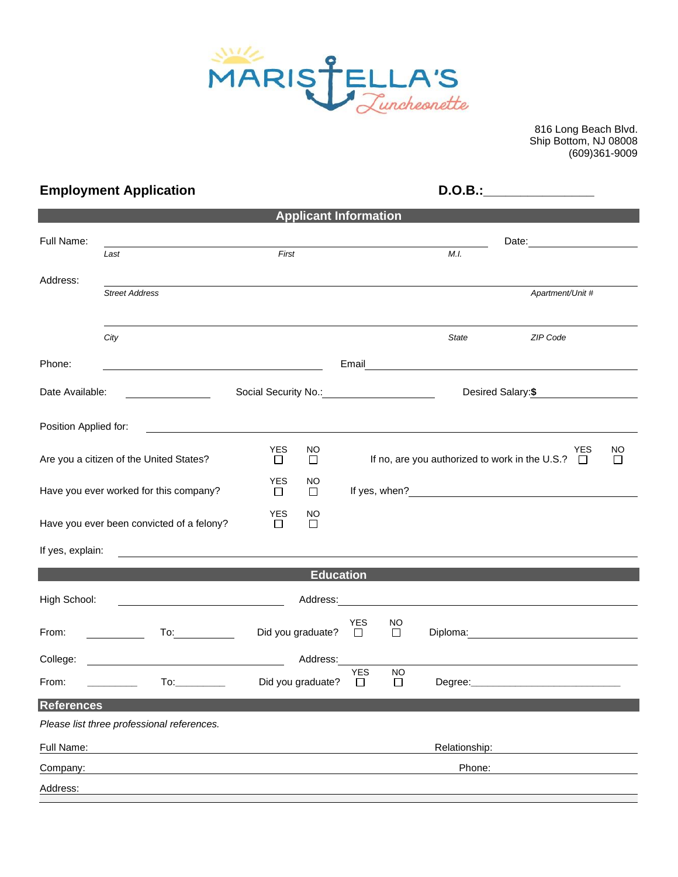MARISTELLA'S Luncheonette

816 Long Beach Blvd.
Ship Bottom, NJ 08008
(609)361-9009

## Employment Application

**D.O.B.:**________________

## Applicant Information

Full Name: ______________________________________________ Date: ______________
*Last* *First* *M.I.*

Address: ______________________________________________________________
*Street Address* *Apartment/Unit #*

______________________________________________________________
*City* *State* *ZIP Code*

Phone: ______________________ Email ______________________________

Date Available: __________ Social Security No.: ______________ Desired Salary: **$** __________

Position Applied for: ______________________________________________

Are you a citizen of the United States? YES ☐ NO ☐ If no, are you authorized to work in the U.S.? YES ☐ NO ☐

Have you ever worked for this company? YES ☐ NO ☐ If yes, when? ______________________

Have you ever been convicted of a felony? YES ☐ NO ☐

If yes, explain: ______________________________________________

## Education

High School: ______________________ Address: ______________________

From: __________ To: __________ Did you graduate? YES ☐ NO ☐ Diploma: ______________

College: ______________________ Address: ______________________

From: __________ To: __________ Did you graduate? YES ☐ NO ☐ Degree: ______________

## References

*Please list three professional references.*

Full Name: ______________________ Relationship: ______________

Company: ______________________ Phone: ______________

Address: ______________________________________________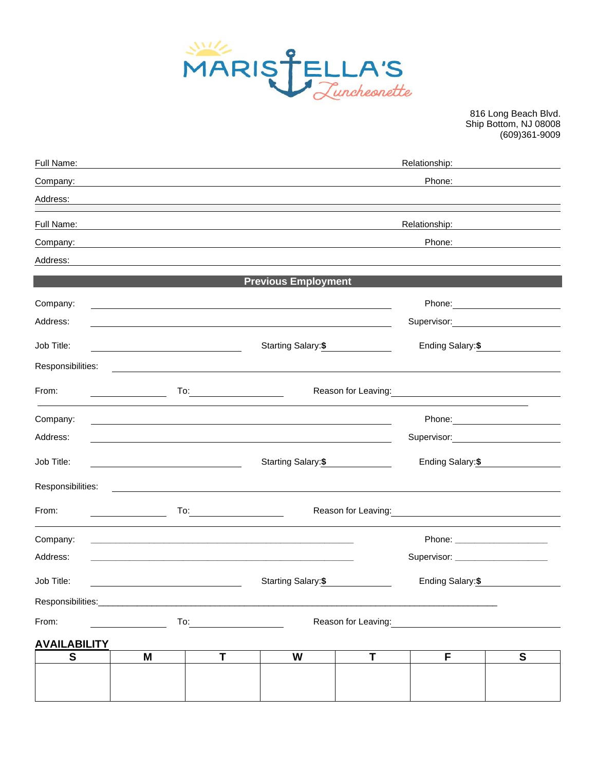MARISTELLA'S Luncheonette

816 Long Beach Blvd.
Ship Bottom, NJ 08008
(609)361-9009

Full Name: ______________________________ Relationship: ______________

Company: ______________________________ Phone: ______________

Address: ______________________________

Full Name: ______________________________ Relationship: ______________

Company: ______________________________ Phone: ______________

Address: ______________________________

## Previous Employment

Company: ______________________________ Phone: ______________

Address: ______________________________ Supervisor: ______________

Job Title: ______________ Starting Salary:**$** ______________ Ending Salary:**$** ______________

Responsibilities: ______________________________

From: ______________ To: ______________ Reason for Leaving: ______________

Company: ______________________________ Phone: ______________

Address: ______________________________ Supervisor: ______________

Job Title: ______________ Starting Salary:**$** ______________ Ending Salary:**$** ______________

Responsibilities: ______________________________

From: ______________ To: ______________ Reason for Leaving: ______________

Company: ______________________________ Phone: ______________

Address: ______________________________ Supervisor: ______________

Job Title: ______________ Starting Salary:**$** ______________ Ending Salary:**$** ______________

Responsibilities: ______________________________

From: ______________ To: ______________ Reason for Leaving: ______________

## AVAILABILITY

| S | M | T | W | T | F | S |
|---|---|---|---|---|---|---|
| | | | | | | |